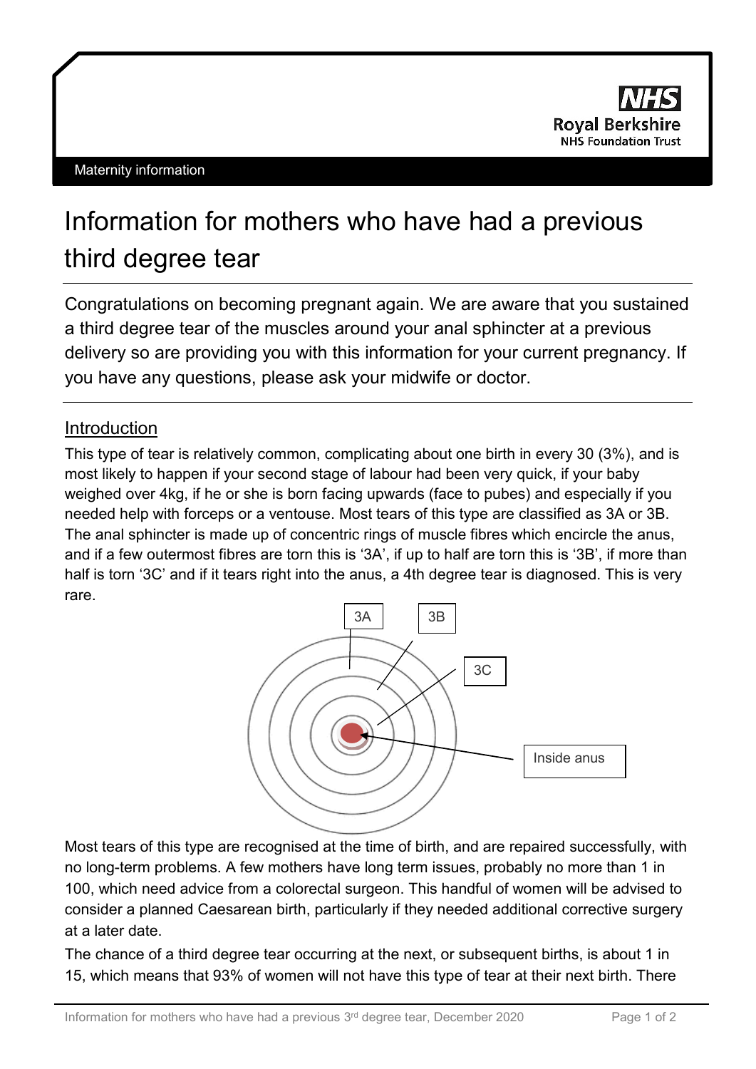NHS Royal Berkshire NHS Foundation Trust

Maternity information

# Information for mothers who have had a previous third degree tear

Congratulations on becoming pregnant again. We are aware that you sustained a third degree tear of the muscles around your anal sphincter at a previous delivery so are providing you with this information for your current pregnancy. If you have any questions, please ask your midwife or doctor.

## Introduction

This type of tear is relatively common, complicating about one birth in every 30 (3%), and is most likely to happen if your second stage of labour had been very quick, if your baby weighed over 4kg, if he or she is born facing upwards (face to pubes) and especially if you needed help with forceps or a ventouse. Most tears of this type are classified as 3A or 3B. The anal sphincter is made up of concentric rings of muscle fibres which encircle the anus, and if a few outermost fibres are torn this is '3A', if up to half are torn this is '3B', if more than half is torn '3C' and if it tears right into the anus, a 4th degree tear is diagnosed. This is very rare.

3A

3B

3C

Inside anus

Most tears of this type are recognised at the time of birth, and are repaired successfully, with no long-term problems. A few mothers have long term issues, probably no more than 1 in 100, which need advice from a colorectal surgeon. This handful of women will be advised to consider a planned Caesarean birth, particularly if they needed additional corrective surgery at a later date.

The chance of a third degree tear occurring at the next, or subsequent births, is about 1 in 15, which means that 93% of women will not have this type of tear at their next birth. There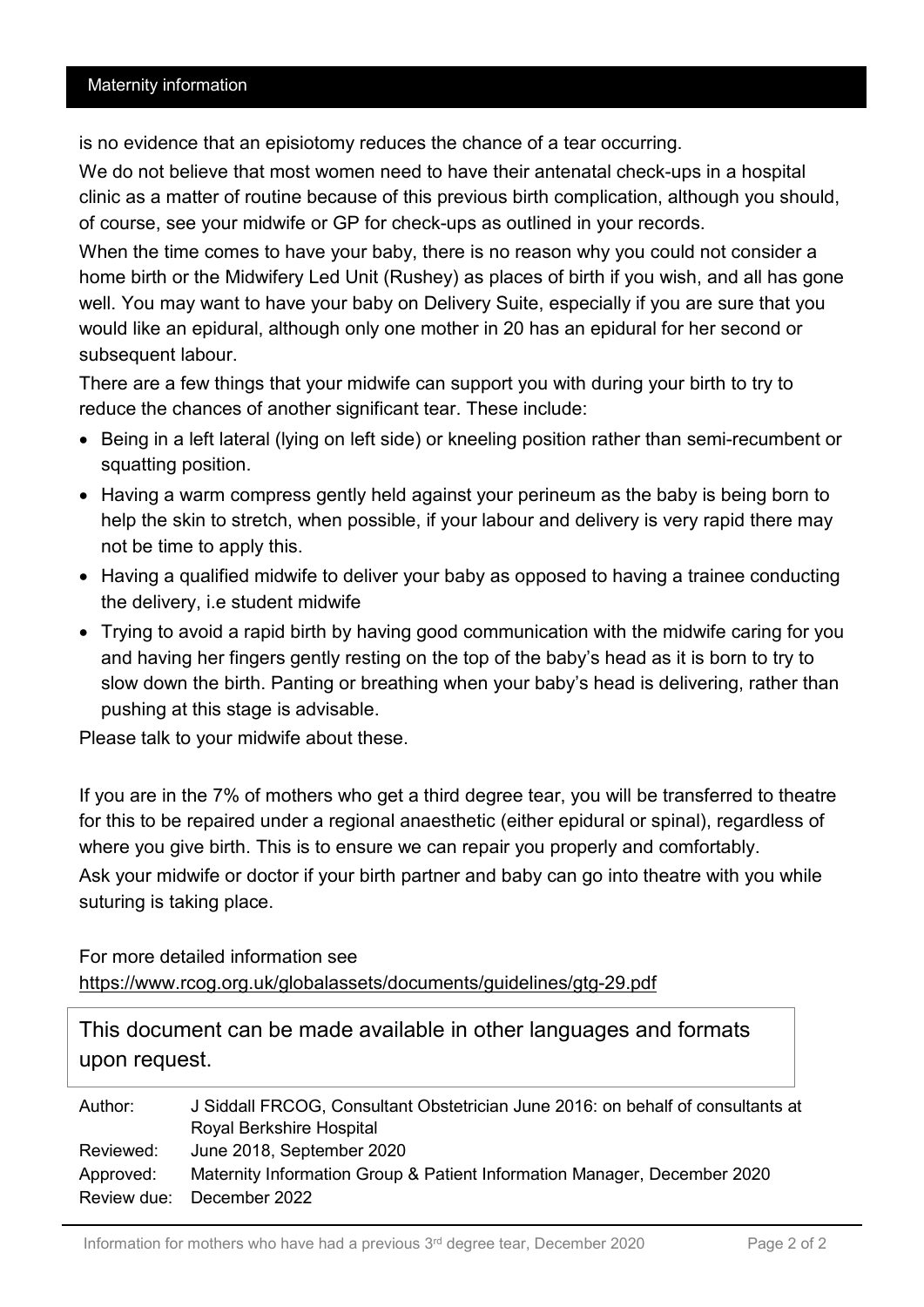is no evidence that an episiotomy reduces the chance of a tear occurring.

We do not believe that most women need to have their antenatal check-ups in a hospital clinic as a matter of routine because of this previous birth complication, although you should, of course, see your midwife or GP for check-ups as outlined in your records.

When the time comes to have your baby, there is no reason why you could not consider a home birth or the Midwifery Led Unit (Rushey) as places of birth if you wish, and all has gone well. You may want to have your baby on Delivery Suite, especially if you are sure that you would like an epidural, although only one mother in 20 has an epidural for her second or subsequent labour.

There are a few things that your midwife can support you with during your birth to try to reduce the chances of another significant tear. These include:

- Being in a left lateral (lying on left side) or kneeling position rather than semi-recumbent or squatting position.
- Having a warm compress gently held against your perineum as the baby is being born to help the skin to stretch, when possible, if your labour and delivery is very rapid there may not be time to apply this.
- Having a qualified midwife to deliver your baby as opposed to having a trainee conducting the delivery, i.e student midwife
- Trying to avoid a rapid birth by having good communication with the midwife caring for you and having her fingers gently resting on the top of the baby's head as it is born to try to slow down the birth. Panting or breathing when your baby's head is delivering, rather than pushing at this stage is advisable.

Please talk to your midwife about these.

If you are in the 7% of mothers who get a third degree tear, you will be transferred to theatre for this to be repaired under a regional anaesthetic (either epidural or spinal), regardless of where you give birth. This is to ensure we can repair you properly and comfortably.

Ask your midwife or doctor if your birth partner and baby can go into theatre with you while suturing is taking place.

For more detailed information see
https://www.rcog.org.uk/globalassets/documents/guidelines/gtg-29.pdf

This document can be made available in other languages and formats upon request.

| | |
|---|---|
| Author: | J Siddall FRCOG, Consultant Obstetrician June 2016: on behalf of consultants at Royal Berkshire Hospital |
| Reviewed: | June 2018, September 2020 |
| Approved: | Maternity Information Group & Patient Information Manager, December 2020 |
| Review due: | December 2022 |